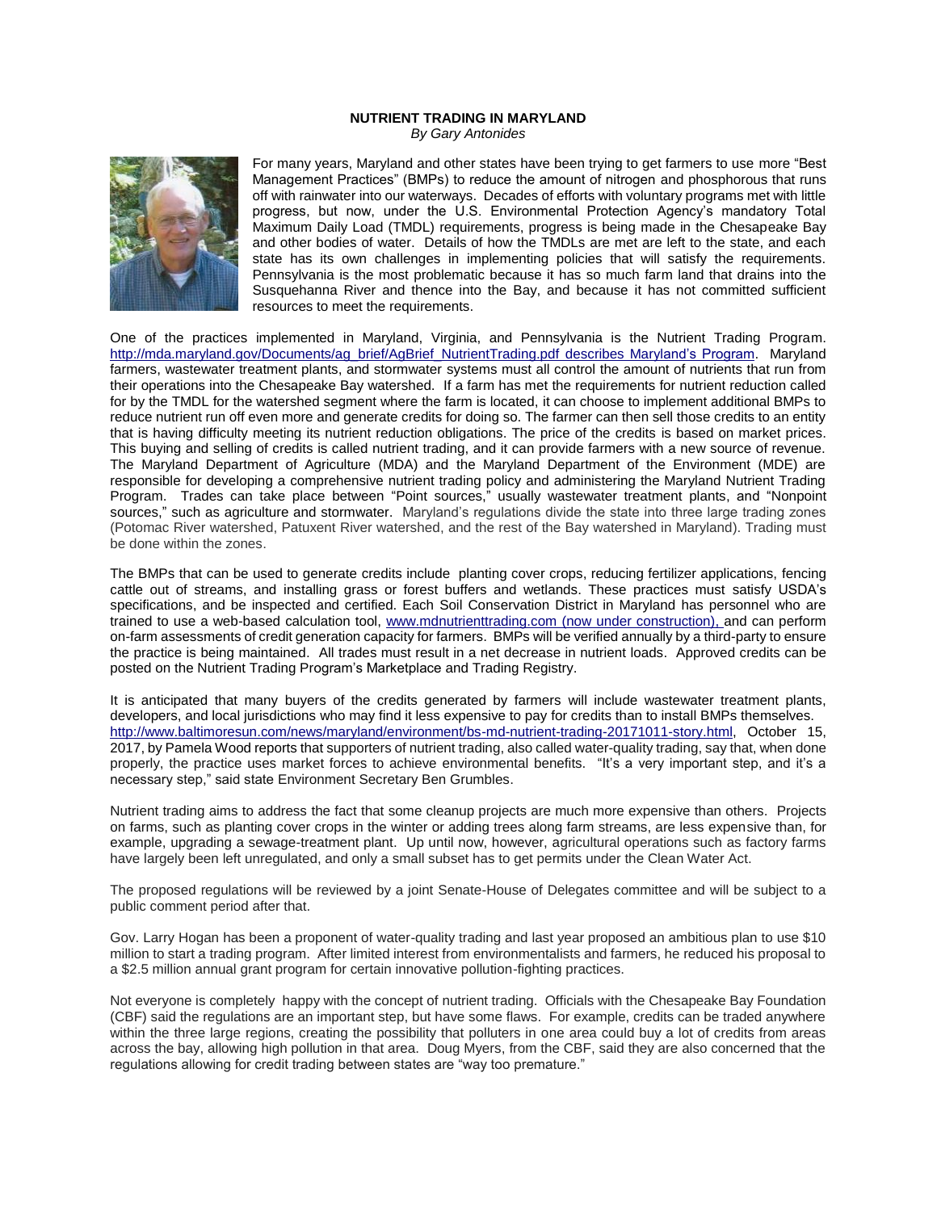**NUTRIENT TRADING IN MARYLAND**

*By Gary Antonides*

For many years, Maryland and other states have been trying to get farmers to use more "Best Management Practices" (BMPs) to reduce the amount of nitrogen and phosphorous that runs off with rainwater into our waterways. Decades of efforts with voluntary programs met with little progress, but now, under the U.S. Environmental Protection Agency's mandatory Total Maximum Daily Load (TMDL) requirements, progress is being made in the Chesapeake Bay and other bodies of water. Details of how the TMDLs are met are left to the state, and each state has its own challenges in implementing policies that will satisfy the requirements. Pennsylvania is the most problematic because it has so much farm land that drains into the Susquehanna River and thence into the Bay, and because it has not committed sufficient resources to meet the requirements.

One of the practices implemented in Maryland, Virginia, and Pennsylvania is the Nutrient Trading Program. http://mda.maryland.gov/Documents/ag_brief/AgBrief_NutrientTrading.pdf describes Maryland's Program. Maryland farmers, wastewater treatment plants, and stormwater systems must all control the amount of nutrients that run from their operations into the Chesapeake Bay watershed. If a farm has met the requirements for nutrient reduction called for by the TMDL for the watershed segment where the farm is located, it can choose to implement additional BMPs to reduce nutrient run off even more and generate credits for doing so. The farmer can then sell those credits to an entity that is having difficulty meeting its nutrient reduction obligations. The price of the credits is based on market prices. This buying and selling of credits is called nutrient trading, and it can provide farmers with a new source of revenue. The Maryland Department of Agriculture (MDA) and the Maryland Department of the Environment (MDE) are responsible for developing a comprehensive nutrient trading policy and administering the Maryland Nutrient Trading Program. Trades can take place between "Point sources," usually wastewater treatment plants, and "Nonpoint sources," such as agriculture and stormwater. Maryland's regulations divide the state into three large trading zones (Potomac River watershed, Patuxent River watershed, and the rest of the Bay watershed in Maryland). Trading must be done within the zones.

The BMPs that can be used to generate credits include planting cover crops, reducing fertilizer applications, fencing cattle out of streams, and installing grass or forest buffers and wetlands. These practices must satisfy USDA's specifications, and be inspected and certified. Each Soil Conservation District in Maryland has personnel who are trained to use a web-based calculation tool, www.mdnutrienttrading.com (now under construction), and can perform on-farm assessments of credit generation capacity for farmers. BMPs will be verified annually by a third-party to ensure the practice is being maintained. All trades must result in a net decrease in nutrient loads. Approved credits can be posted on the Nutrient Trading Program's Marketplace and Trading Registry.

It is anticipated that many buyers of the credits generated by farmers will include wastewater treatment plants, developers, and local jurisdictions who may find it less expensive to pay for credits than to install BMPs themselves. http://www.baltimoresun.com/news/maryland/environment/bs-md-nutrient-trading-20171011-story.html, October 15, 2017, by Pamela Wood reports that supporters of nutrient trading, also called water-quality trading, say that, when done properly, the practice uses market forces to achieve environmental benefits. "It's a very important step, and it's a necessary step," said state Environment Secretary Ben Grumbles.

Nutrient trading aims to address the fact that some cleanup projects are much more expensive than others. Projects on farms, such as planting cover crops in the winter or adding trees along farm streams, are less expensive than, for example, upgrading a sewage-treatment plant. Up until now, however, agricultural operations such as factory farms have largely been left unregulated, and only a small subset has to get permits under the Clean Water Act.

The proposed regulations will be reviewed by a joint Senate-House of Delegates committee and will be subject to a public comment period after that.

Gov. Larry Hogan has been a proponent of water-quality trading and last year proposed an ambitious plan to use $10 million to start a trading program. After limited interest from environmentalists and farmers, he reduced his proposal to a $2.5 million annual grant program for certain innovative pollution-fighting practices.

Not everyone is completely happy with the concept of nutrient trading. Officials with the Chesapeake Bay Foundation (CBF) said the regulations are an important step, but have some flaws. For example, credits can be traded anywhere within the three large regions, creating the possibility that polluters in one area could buy a lot of credits from areas across the bay, allowing high pollution in that area. Doug Myers, from the CBF, said they are also concerned that the regulations allowing for credit trading between states are "way too premature."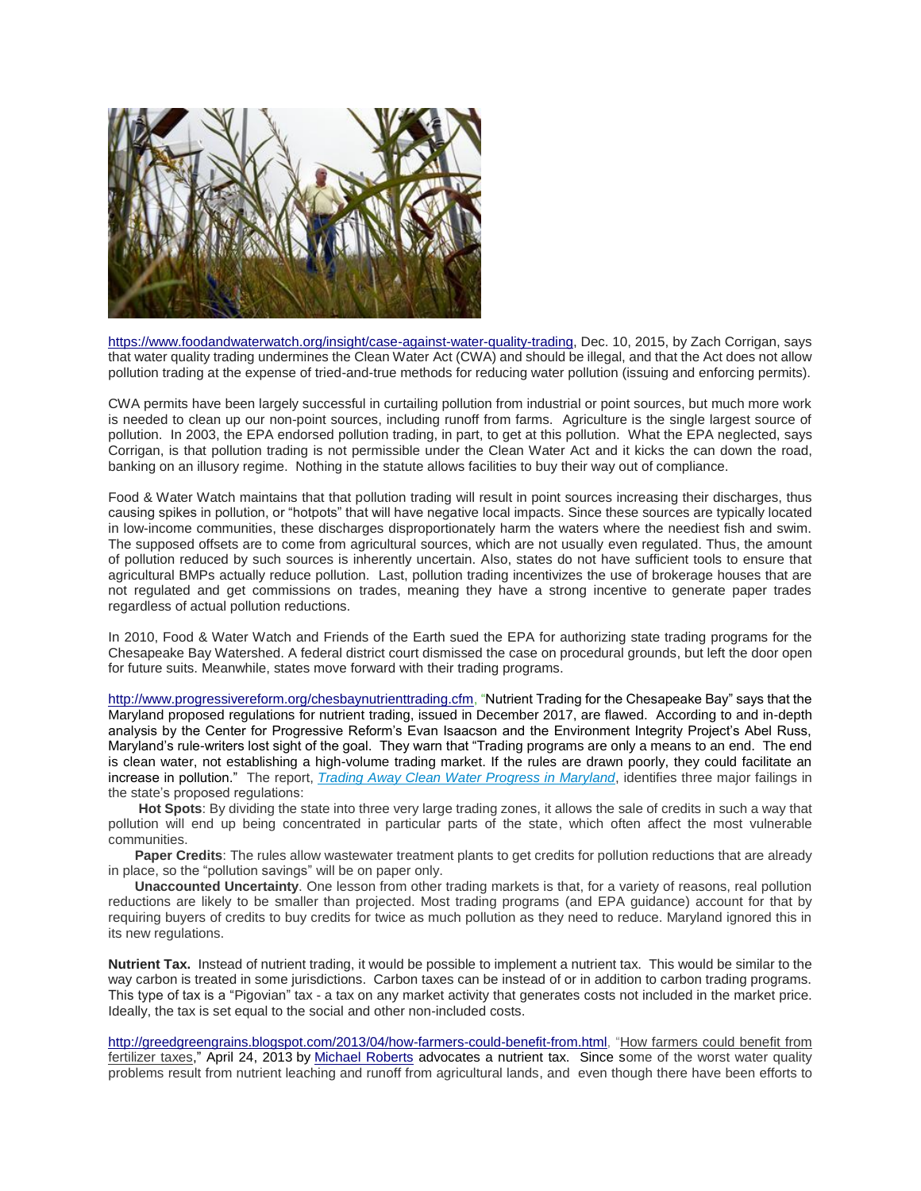https://www.foodandwaterwatch.org/insight/case-against-water-quality-trading, Dec. 10, 2015, by Zach Corrigan, says that water quality trading undermines the Clean Water Act (CWA) and should be illegal, and that the Act does not allow pollution trading at the expense of tried-and-true methods for reducing water pollution (issuing and enforcing permits).

CWA permits have been largely successful in curtailing pollution from industrial or point sources, but much more work is needed to clean up our non-point sources, including runoff from farms. Agriculture is the single largest source of pollution. In 2003, the EPA endorsed pollution trading, in part, to get at this pollution. What the EPA neglected, says Corrigan, is that pollution trading is not permissible under the Clean Water Act and it kicks the can down the road, banking on an illusory regime. Nothing in the statute allows facilities to buy their way out of compliance.

Food & Water Watch maintains that that pollution trading will result in point sources increasing their discharges, thus causing spikes in pollution, or "hotpots" that will have negative local impacts. Since these sources are typically located in low-income communities, these discharges disproportionately harm the waters where the neediest fish and swim. The supposed offsets are to come from agricultural sources, which are not usually even regulated. Thus, the amount of pollution reduced by such sources is inherently uncertain. Also, states do not have sufficient tools to ensure that agricultural BMPs actually reduce pollution. Last, pollution trading incentivizes the use of brokerage houses that are not regulated and get commissions on trades, meaning they have a strong incentive to generate paper trades regardless of actual pollution reductions.

In 2010, Food & Water Watch and Friends of the Earth sued the EPA for authorizing state trading programs for the Chesapeake Bay Watershed. A federal district court dismissed the case on procedural grounds, but left the door open for future suits. Meanwhile, states move forward with their trading programs.

http://www.progressivereform.org/chesbaynutrienttrading.cfm, "Nutrient Trading for the Chesapeake Bay" says that the Maryland proposed regulations for nutrient trading, issued in December 2017, are flawed. According to and in-depth analysis by the Center for Progressive Reform's Evan Isaacson and the Environment Integrity Project's Abel Russ, Maryland's rule-writers lost sight of the goal. They warn that "Trading programs are only a means to an end. The end is clean water, not establishing a high-volume trading market. If the rules are drawn poorly, they could facilitate an increase in pollution." The report, *Trading Away Clean Water Progress in Maryland*, identifies three major failings in the state's proposed regulations:

**Hot Spots**: By dividing the state into three very large trading zones, it allows the sale of credits in such a way that pollution will end up being concentrated in particular parts of the state, which often affect the most vulnerable communities.

**Paper Credits**: The rules allow wastewater treatment plants to get credits for pollution reductions that are already in place, so the "pollution savings" will be on paper only.

**Unaccounted Uncertainty**. One lesson from other trading markets is that, for a variety of reasons, real pollution reductions are likely to be smaller than projected. Most trading programs (and EPA guidance) account for that by requiring buyers of credits to buy credits for twice as much pollution as they need to reduce. Maryland ignored this in its new regulations.

**Nutrient Tax.** Instead of nutrient trading, it would be possible to implement a nutrient tax. This would be similar to the way carbon is treated in some jurisdictions. Carbon taxes can be instead of or in addition to carbon trading programs. This type of tax is a "Pigovian" tax - a tax on any market activity that generates costs not included in the market price. Ideally, the tax is set equal to the social and other non-included costs.

http://greedgreengrains.blogspot.com/2013/04/how-farmers-could-benefit-from.html, "How farmers could benefit from fertilizer taxes," April 24, 2013 by Michael Roberts advocates a nutrient tax. Since some of the worst water quality problems result from nutrient leaching and runoff from agricultural lands, and even though there have been efforts to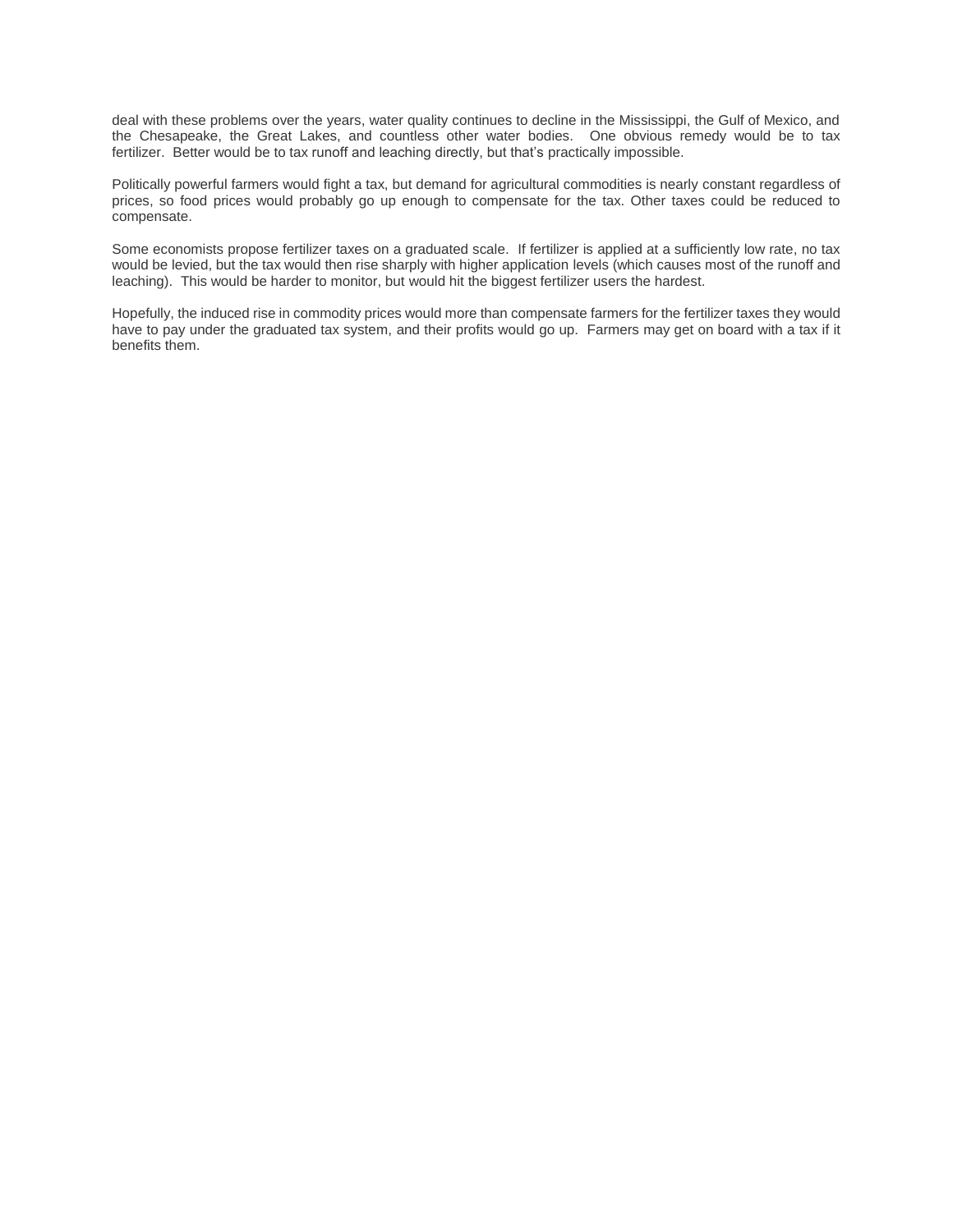deal with these problems over the years, water quality continues to decline in the Mississippi, the Gulf of Mexico, and the Chesapeake, the Great Lakes, and countless other water bodies. One obvious remedy would be to tax fertilizer. Better would be to tax runoff and leaching directly, but that's practically impossible.

Politically powerful farmers would fight a tax, but demand for agricultural commodities is nearly constant regardless of prices, so food prices would probably go up enough to compensate for the tax. Other taxes could be reduced to compensate.

Some economists propose fertilizer taxes on a graduated scale. If fertilizer is applied at a sufficiently low rate, no tax would be levied, but the tax would then rise sharply with higher application levels (which causes most of the runoff and leaching). This would be harder to monitor, but would hit the biggest fertilizer users the hardest.

Hopefully, the induced rise in commodity prices would more than compensate farmers for the fertilizer taxes they would have to pay under the graduated tax system, and their profits would go up. Farmers may get on board with a tax if it benefits them.